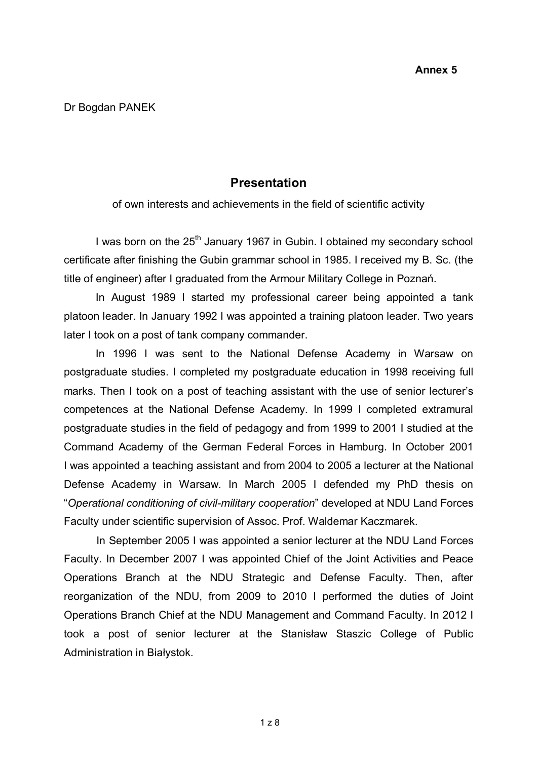**Annex 5**

Dr Bogdan PANEK

# Presentation

of own interests and achievements in the field of scientific activity

I was born on the 25th January 1967 in Gubin. I obtained my secondary school certificate after finishing the Gubin grammar school in 1985. I received my B. Sc. (the title of engineer) after I graduated from the Armour Military College in Poznań.

In August 1989 I started my professional career being appointed a tank platoon leader. In January 1992 I was appointed a training platoon leader. Two years later I took on a post of tank company commander.

In 1996 I was sent to the National Defense Academy in Warsaw on postgraduate studies. I completed my postgraduate education in 1998 receiving full marks. Then I took on a post of teaching assistant with the use of senior lecturer's competences at the National Defense Academy. In 1999 I completed extramural postgraduate studies in the field of pedagogy and from 1999 to 2001 I studied at the Command Academy of the German Federal Forces in Hamburg. In October 2001 I was appointed a teaching assistant and from 2004 to 2005 a lecturer at the National Defense Academy in Warsaw. In March 2005 I defended my PhD thesis on "*Operational conditioning of civil-military cooperation*" developed at NDU Land Forces Faculty under scientific supervision of Assoc. Prof. Waldemar Kaczmarek.

In September 2005 I was appointed a senior lecturer at the NDU Land Forces Faculty. In December 2007 I was appointed Chief of the Joint Activities and Peace Operations Branch at the NDU Strategic and Defense Faculty. Then, after reorganization of the NDU, from 2009 to 2010 I performed the duties of Joint Operations Branch Chief at the NDU Management and Command Faculty. In 2012 I took a post of senior lecturer at the Stanisław Staszic College of Public Administration in Białystok.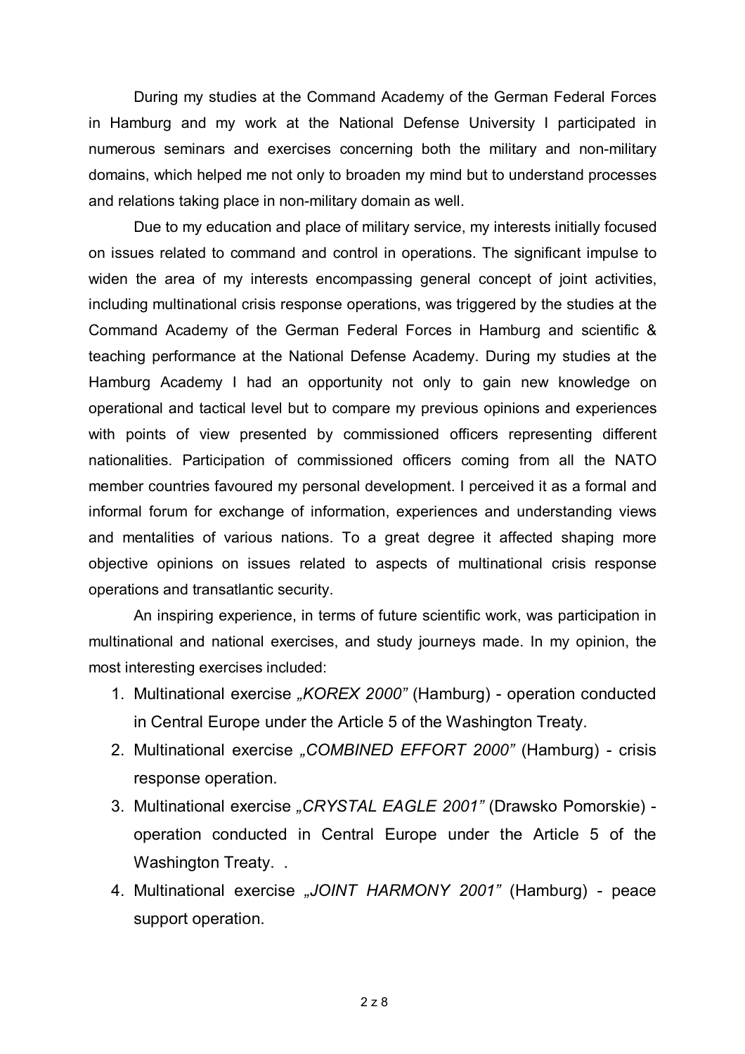During my studies at the Command Academy of the German Federal Forces in Hamburg and my work at the National Defense University I participated in numerous seminars and exercises concerning both the military and non-military domains, which helped me not only to broaden my mind but to understand processes and relations taking place in non-military domain as well.

Due to my education and place of military service, my interests initially focused on issues related to command and control in operations. The significant impulse to widen the area of my interests encompassing general concept of joint activities, including multinational crisis response operations, was triggered by the studies at the Command Academy of the German Federal Forces in Hamburg and scientific & teaching performance at the National Defense Academy. During my studies at the Hamburg Academy I had an opportunity not only to gain new knowledge on operational and tactical level but to compare my previous opinions and experiences with points of view presented by commissioned officers representing different nationalities. Participation of commissioned officers coming from all the NATO member countries favoured my personal development. I perceived it as a formal and informal forum for exchange of information, experiences and understanding views and mentalities of various nations. To a great degree it affected shaping more objective opinions on issues related to aspects of multinational crisis response operations and transatlantic security.

An inspiring experience, in terms of future scientific work, was participation in multinational and national exercises, and study journeys made. In my opinion, the most interesting exercises included:

1. Multinational exercise *„KOREX 2000"* (Hamburg) - operation conducted in Central Europe under the Article 5 of the Washington Treaty.
2. Multinational exercise *„COMBINED EFFORT 2000"* (Hamburg) - crisis response operation.
3. Multinational exercise *„CRYSTAL EAGLE 2001"* (Drawsko Pomorskie) - operation conducted in Central Europe under the Article 5 of the Washington Treaty. .
4. Multinational exercise *„JOINT HARMONY 2001"* (Hamburg) - peace support operation.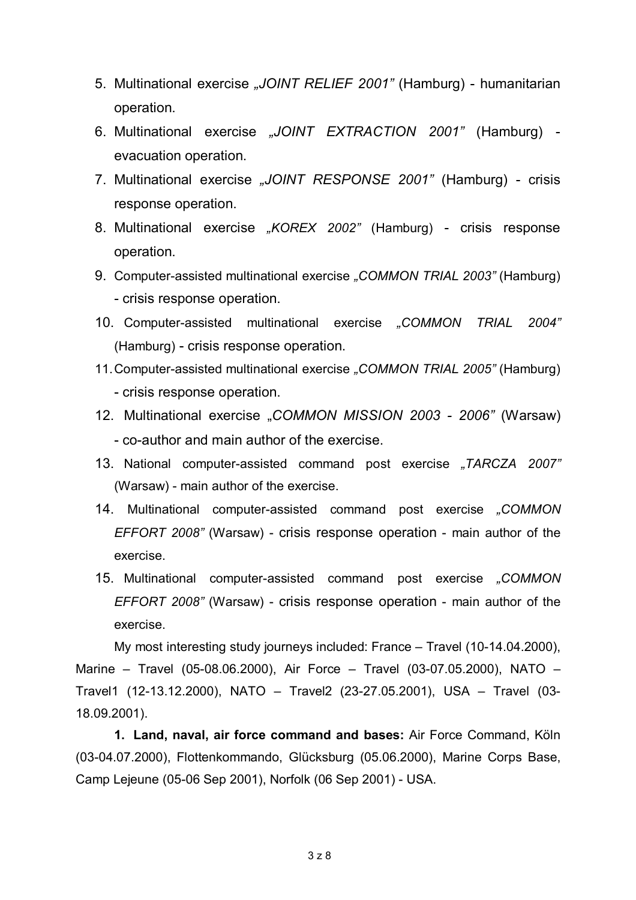5. Multinational exercise *„JOINT RELIEF 2001"* (Hamburg) - humanitarian operation.
6. Multinational exercise *„JOINT EXTRACTION 2001"* (Hamburg) - evacuation operation.
7. Multinational exercise *„JOINT RESPONSE 2001"* (Hamburg) - crisis response operation.
8. Multinational exercise *„KOREX 2002"* (Hamburg) - crisis response operation.
9. Computer-assisted multinational exercise *„COMMON TRIAL 2003"* (Hamburg) - crisis response operation.
10. Computer-assisted multinational exercise *„COMMON TRIAL 2004"* (Hamburg) - crisis response operation.
11. Computer-assisted multinational exercise *„COMMON TRIAL 2005"* (Hamburg) - crisis response operation.
12. Multinational exercise „*COMMON MISSION 2003 - 2006"* (Warsaw) - co-author and main author of the exercise.
13. National computer-assisted command post exercise *„TARCZA 2007"* (Warsaw) - main author of the exercise.
14. Multinational computer-assisted command post exercise *„COMMON EFFORT 2008"* (Warsaw) - crisis response operation - main author of the exercise.
15. Multinational computer-assisted command post exercise *„COMMON EFFORT 2008"* (Warsaw) - crisis response operation - main author of the exercise.

My most interesting study journeys included: France – Travel (10-14.04.2000), Marine – Travel (05-08.06.2000), Air Force – Travel (03-07.05.2000), NATO – Travel1 (12-13.12.2000), NATO – Travel2 (23-27.05.2001), USA – Travel (03-18.09.2001).

**1. Land, naval, air force command and bases:** Air Force Command, Köln (03-04.07.2000), Flottenkommando, Glücksburg (05.06.2000), Marine Corps Base, Camp Lejeune (05-06 Sep 2001), Norfolk (06 Sep 2001) - USA.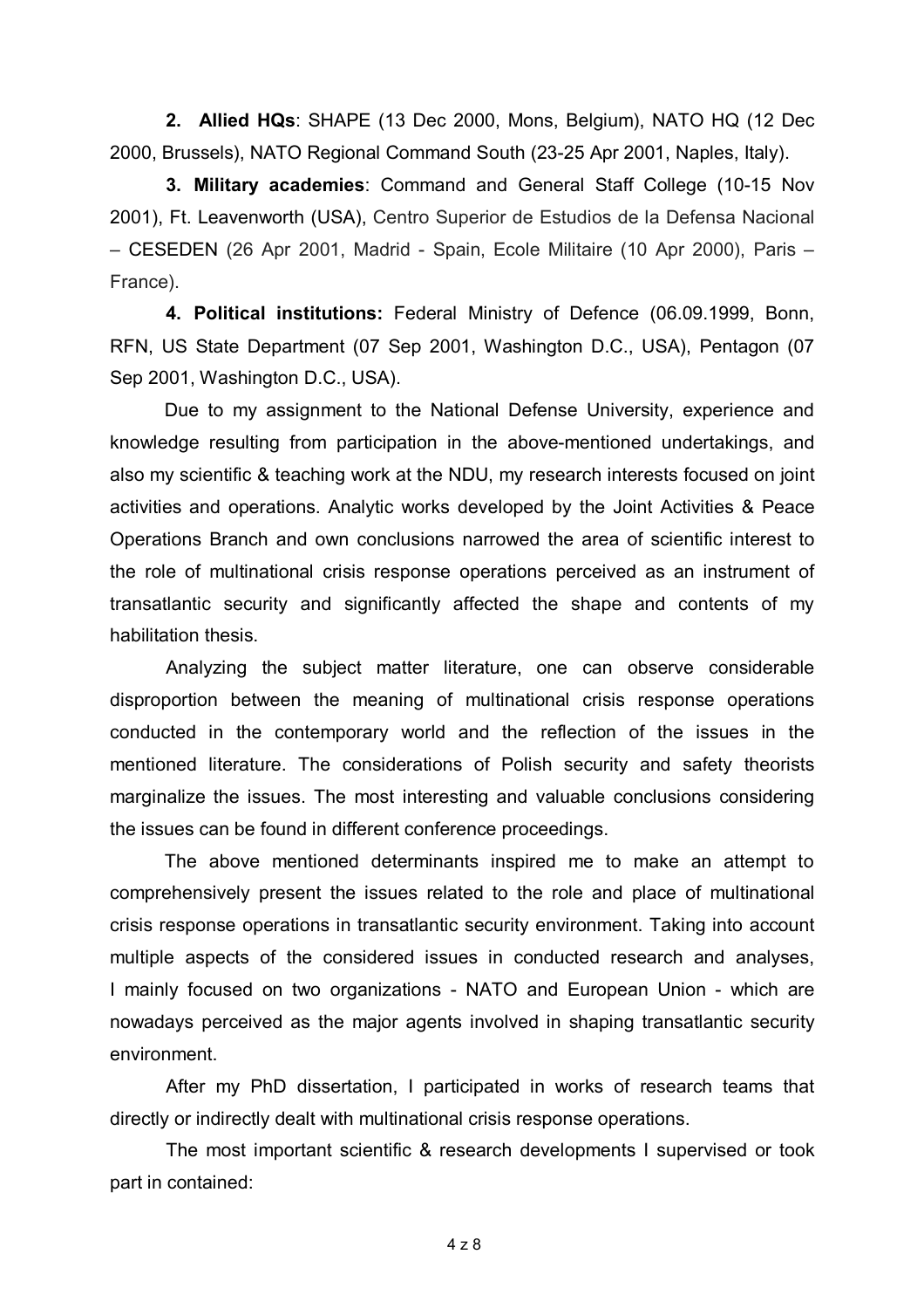**2. Allied HQs**: SHAPE (13 Dec 2000, Mons, Belgium), NATO HQ (12 Dec 2000, Brussels), NATO Regional Command South (23-25 Apr 2001, Naples, Italy).

**3. Military academies**: Command and General Staff College (10-15 Nov 2001), Ft. Leavenworth (USA), Centro Superior de Estudios de la Defensa Nacional – CESEDEN (26 Apr 2001, Madrid - Spain, Ecole Militaire (10 Apr 2000), Paris – France).

**4. Political institutions:** Federal Ministry of Defence (06.09.1999, Bonn, RFN, US State Department (07 Sep 2001, Washington D.C., USA), Pentagon (07 Sep 2001, Washington D.C., USA).

Due to my assignment to the National Defense University, experience and knowledge resulting from participation in the above-mentioned undertakings, and also my scientific & teaching work at the NDU, my research interests focused on joint activities and operations. Analytic works developed by the Joint Activities & Peace Operations Branch and own conclusions narrowed the area of scientific interest to the role of multinational crisis response operations perceived as an instrument of transatlantic security and significantly affected the shape and contents of my habilitation thesis.

Analyzing the subject matter literature, one can observe considerable disproportion between the meaning of multinational crisis response operations conducted in the contemporary world and the reflection of the issues in the mentioned literature. The considerations of Polish security and safety theorists marginalize the issues. The most interesting and valuable conclusions considering the issues can be found in different conference proceedings.

The above mentioned determinants inspired me to make an attempt to comprehensively present the issues related to the role and place of multinational crisis response operations in transatlantic security environment. Taking into account multiple aspects of the considered issues in conducted research and analyses, I mainly focused on two organizations - NATO and European Union - which are nowadays perceived as the major agents involved in shaping transatlantic security environment.

After my PhD dissertation, I participated in works of research teams that directly or indirectly dealt with multinational crisis response operations.

The most important scientific & research developments I supervised or took part in contained: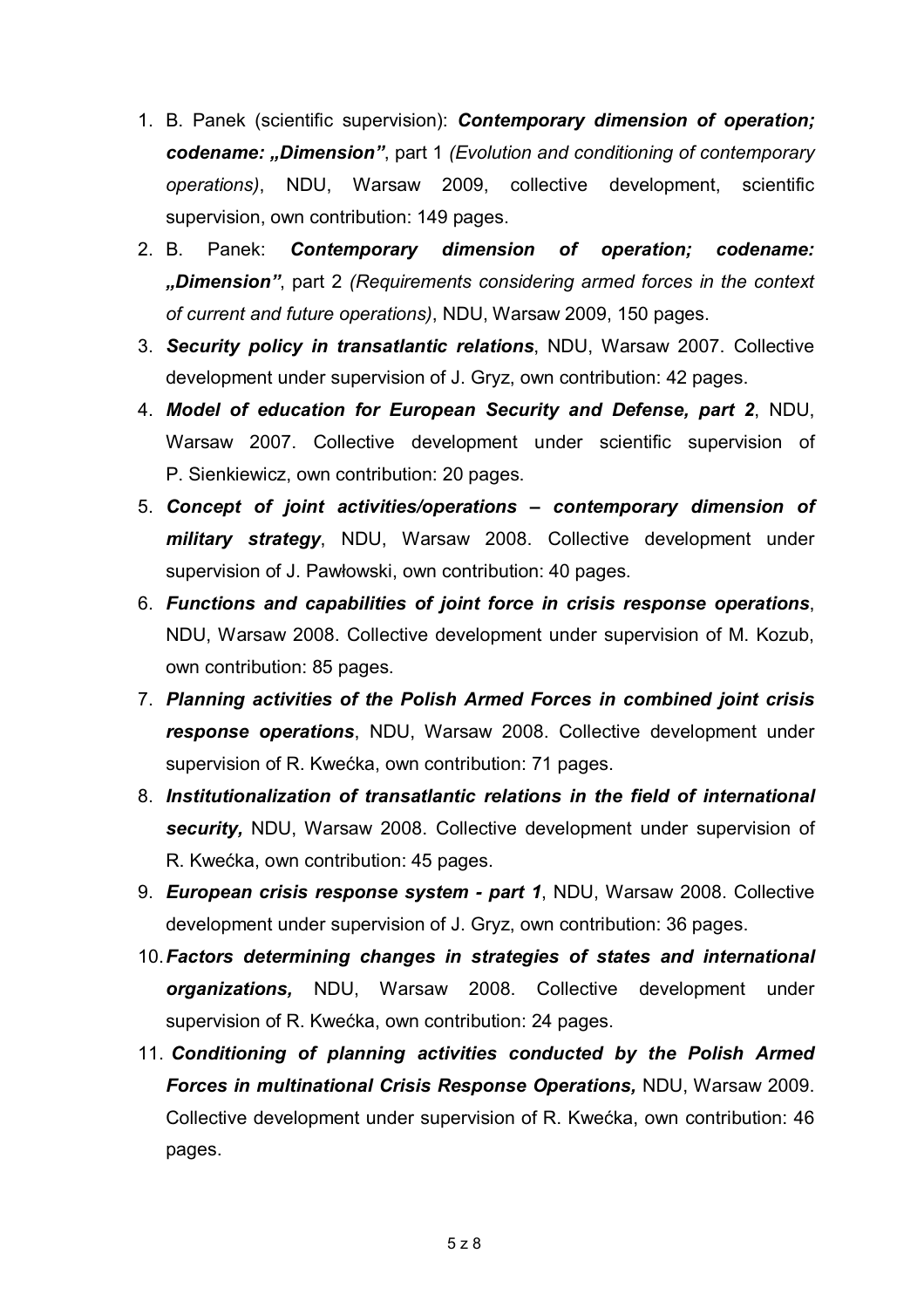1. B. Panek (scientific supervision): ***Contemporary dimension of operation; codename: „Dimension”***, part 1 *(Evolution and conditioning of contemporary operations)*, NDU, Warsaw 2009, collective development, scientific supervision, own contribution: 149 pages.
2. B. Panek: ***Contemporary dimension of operation; codename: „Dimension”***, part 2 *(Requirements considering armed forces in the context of current and future operations)*, NDU, Warsaw 2009, 150 pages.
3. ***Security policy in transatlantic relations***, NDU, Warsaw 2007. Collective development under supervision of J. Gryz, own contribution: 42 pages.
4. ***Model of education for European Security and Defense, part 2***, NDU, Warsaw 2007. Collective development under scientific supervision of P. Sienkiewicz, own contribution: 20 pages.
5. ***Concept of joint activities/operations – contemporary dimension of military strategy***, NDU, Warsaw 2008. Collective development under supervision of J. Pawłowski, own contribution: 40 pages.
6. ***Functions and capabilities of joint force in crisis response operations***, NDU, Warsaw 2008. Collective development under supervision of M. Kozub, own contribution: 85 pages.
7. ***Planning activities of the Polish Armed Forces in combined joint crisis response operations***, NDU, Warsaw 2008. Collective development under supervision of R. Kwećka, own contribution: 71 pages.
8. ***Institutionalization of transatlantic relations in the field of international security,*** NDU, Warsaw 2008. Collective development under supervision of R. Kwećka, own contribution: 45 pages.
9. ***European crisis response system - part 1***, NDU, Warsaw 2008. Collective development under supervision of J. Gryz, own contribution: 36 pages.
10. ***Factors determining changes in strategies of states and international organizations,*** NDU, Warsaw 2008. Collective development under supervision of R. Kwećka, own contribution: 24 pages.
11. ***Conditioning of planning activities conducted by the Polish Armed Forces in multinational Crisis Response Operations,*** NDU, Warsaw 2009. Collective development under supervision of R. Kwećka, own contribution: 46 pages.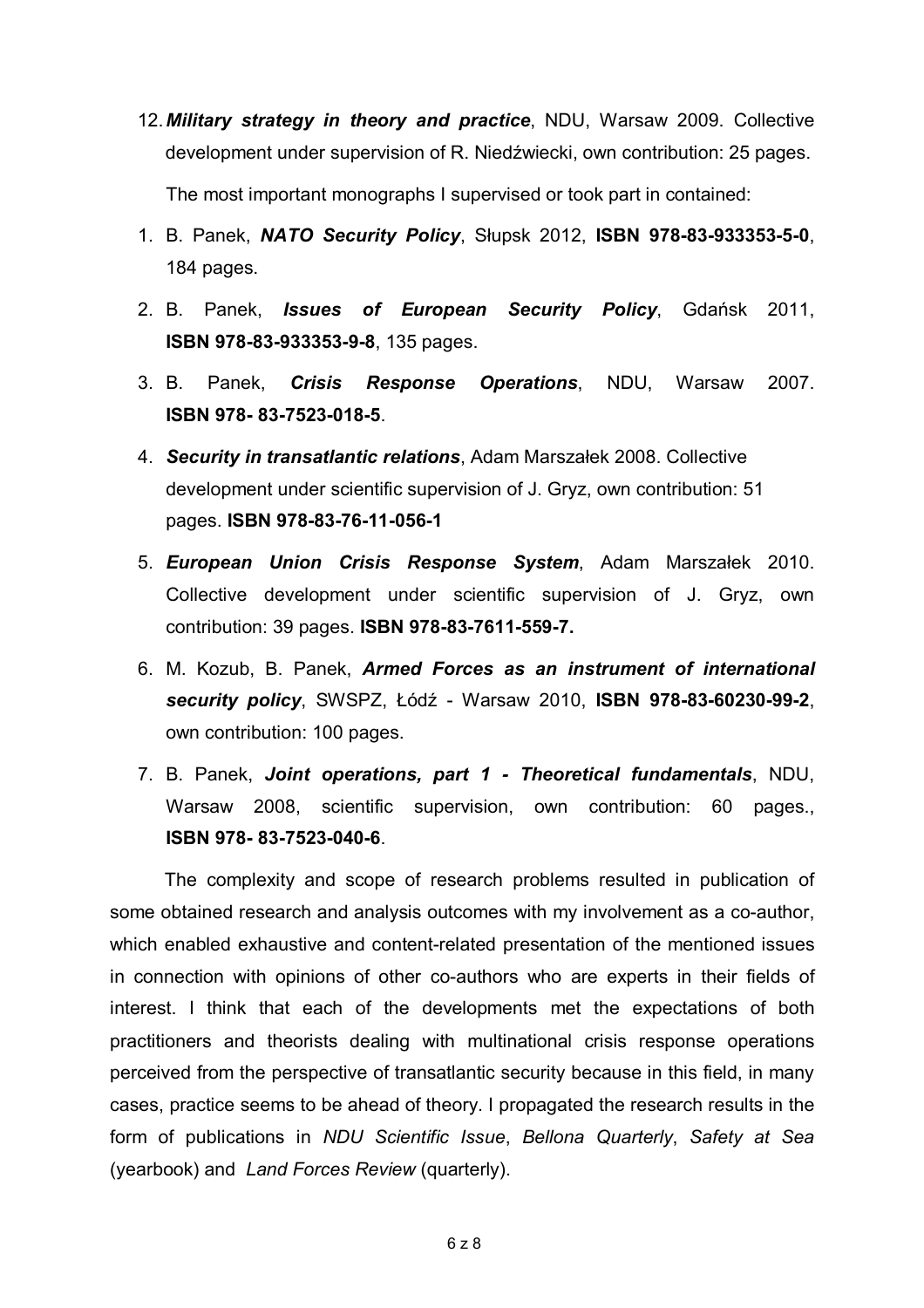12. ***Military strategy in theory and practice***, NDU, Warsaw 2009. Collective development under supervision of R. Niedźwiecki, own contribution: 25 pages.

The most important monographs I supervised or took part in contained:

1. B. Panek, ***NATO Security Policy***, Słupsk 2012, **ISBN 978-83-933353-5-0**, 184 pages.
2. B. Panek, ***Issues of European Security Policy***, Gdańsk 2011, **ISBN 978-83-933353-9-8**, 135 pages.
3. B. Panek, ***Crisis Response Operations***, NDU, Warsaw 2007. **ISBN 978- 83-7523-018-5**.
4. ***Security in transatlantic relations***, Adam Marszałek 2008. Collective development under scientific supervision of J. Gryz, own contribution: 51 pages. **ISBN 978-83-76-11-056-1**
5. ***European Union Crisis Response System***, Adam Marszałek 2010. Collective development under scientific supervision of J. Gryz, own contribution: 39 pages. **ISBN 978-83-7611-559-7.**
6. M. Kozub, B. Panek, ***Armed Forces as an instrument of international security policy***, SWSPZ, Łódź - Warsaw 2010, **ISBN 978-83-60230-99-2**, own contribution: 100 pages.
7. B. Panek, ***Joint operations, part 1 - Theoretical fundamentals***, NDU, Warsaw 2008, scientific supervision, own contribution: 60 pages., **ISBN 978- 83-7523-040-6**.

The complexity and scope of research problems resulted in publication of some obtained research and analysis outcomes with my involvement as a co-author, which enabled exhaustive and content-related presentation of the mentioned issues in connection with opinions of other co-authors who are experts in their fields of interest. I think that each of the developments met the expectations of both practitioners and theorists dealing with multinational crisis response operations perceived from the perspective of transatlantic security because in this field, in many cases, practice seems to be ahead of theory. I propagated the research results in the form of publications in *NDU Scientific Issue*, *Bellona Quarterly*, *Safety at Sea* (yearbook) and *Land Forces Review* (quarterly).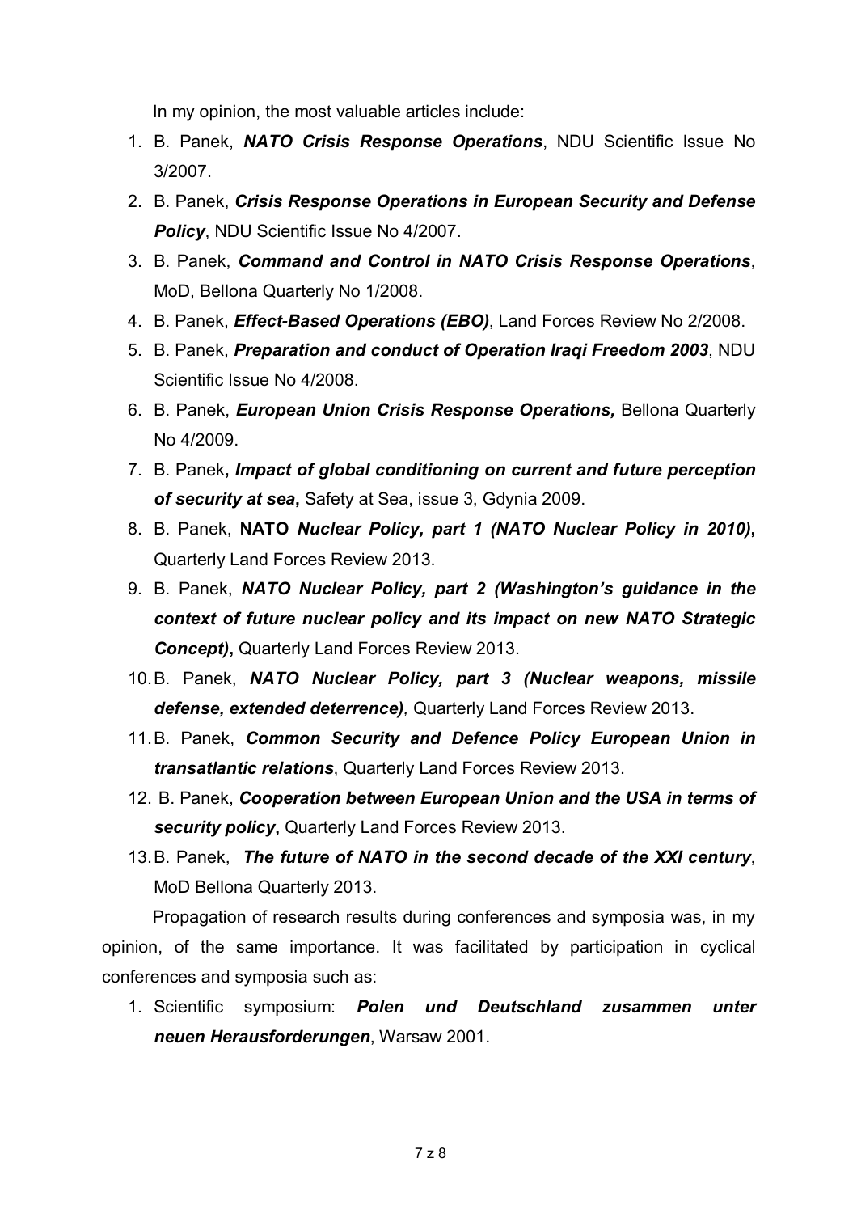In my opinion, the most valuable articles include:

1. B. Panek, ***NATO Crisis Response Operations***, NDU Scientific Issue No 3/2007.
2. B. Panek, ***Crisis Response Operations in European Security and Defense Policy***, NDU Scientific Issue No 4/2007.
3. B. Panek, ***Command and Control in NATO Crisis Response Operations***, MoD, Bellona Quarterly No 1/2008.
4. B. Panek, ***Effect-Based Operations (EBO)***, Land Forces Review No 2/2008.
5. B. Panek, ***Preparation and conduct of Operation Iraqi Freedom 2003***, NDU Scientific Issue No 4/2008.
6. B. Panek, ***European Union Crisis Response Operations,*** Bellona Quarterly No 4/2009.
7. B. Panek**, *Impact of global conditioning on current and future perception of security at sea*,** Safety at Sea, issue 3, Gdynia 2009.
8. B. Panek, **NATO *Nuclear Policy, part 1 (NATO Nuclear Policy in 2010)*,** Quarterly Land Forces Review 2013.
9. B. Panek, ***NATO Nuclear Policy, part 2 (Washington's guidance in the context of future nuclear policy and its impact on new NATO Strategic Concept)*,** Quarterly Land Forces Review 2013.
10. B. Panek, ***NATO Nuclear Policy, part 3 (Nuclear weapons, missile defense, extended deterrence)**,* Quarterly Land Forces Review 2013.
11. B. Panek, ***Common Security and Defence Policy European Union in transatlantic relations***, Quarterly Land Forces Review 2013.
12. B. Panek, ***Cooperation between European Union and the USA in terms of security policy*,** Quarterly Land Forces Review 2013.
13. B. Panek, ***The future of NATO in the second decade of the XXI century***, MoD Bellona Quarterly 2013.

Propagation of research results during conferences and symposia was, in my opinion, of the same importance. It was facilitated by participation in cyclical conferences and symposia such as:

1. Scientific symposium: ***Polen und Deutschland zusammen unter neuen Herausforderungen***, Warsaw 2001.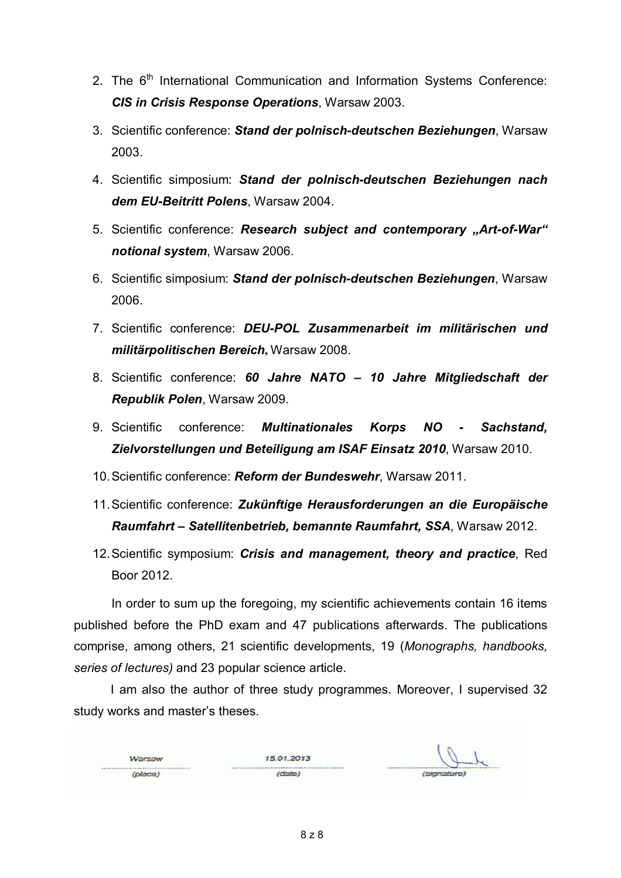2. The 6th International Communication and Information Systems Conference: ***CIS in Crisis Response Operations***, Warsaw 2003.
3. Scientific conference: ***Stand der polnisch-deutschen Beziehungen***, Warsaw 2003.
4. Scientific simposium: ***Stand der polnisch-deutschen Beziehungen nach dem EU-Beitritt Polens***, Warsaw 2004.
5. Scientific conference: ***Research subject and contemporary „Art-of-War" notional system***, Warsaw 2006.
6. Scientific simposium: ***Stand der polnisch-deutschen Beziehungen***, Warsaw 2006.
7. Scientific conference: ***DEU-POL Zusammenarbeit im militärischen und militärpolitischen Bereich*****,** Warsaw 2008.
8. Scientific conference: ***60 Jahre NATO – 10 Jahre Mitgliedschaft der Republik Polen***, Warsaw 2009.
9. Scientific conference: ***Multinationales Korps NO - Sachstand, Zielvorstellungen und Beteiligung am ISAF Einsatz 2010***, Warsaw 2010.
10. Scientific conference: ***Reform der Bundeswehr***, Warsaw 2011.
11. Scientific conference: ***Zukünftige Herausforderungen an die Europäische Raumfahrt – Satellitenbetrieb, bemannte Raumfahrt, SSA***, Warsaw 2012.
12. Scientific symposium: ***Crisis and management, theory and practice***, Red Boor 2012.

In order to sum up the foregoing, my scientific achievements contain 16 items published before the PhD exam and 47 publications afterwards. The publications comprise, among others, 21 scientific developments, 19 (*Monographs, handbooks, series of lectures)* and 23 popular science article.

I am also the author of three study programmes. Moreover, I supervised 32 study works and master's theses.

| | | |
|---|---|---|
| Warsaw | 15.01.2013 | [signature] |
| (place) | (date) | (signature) |